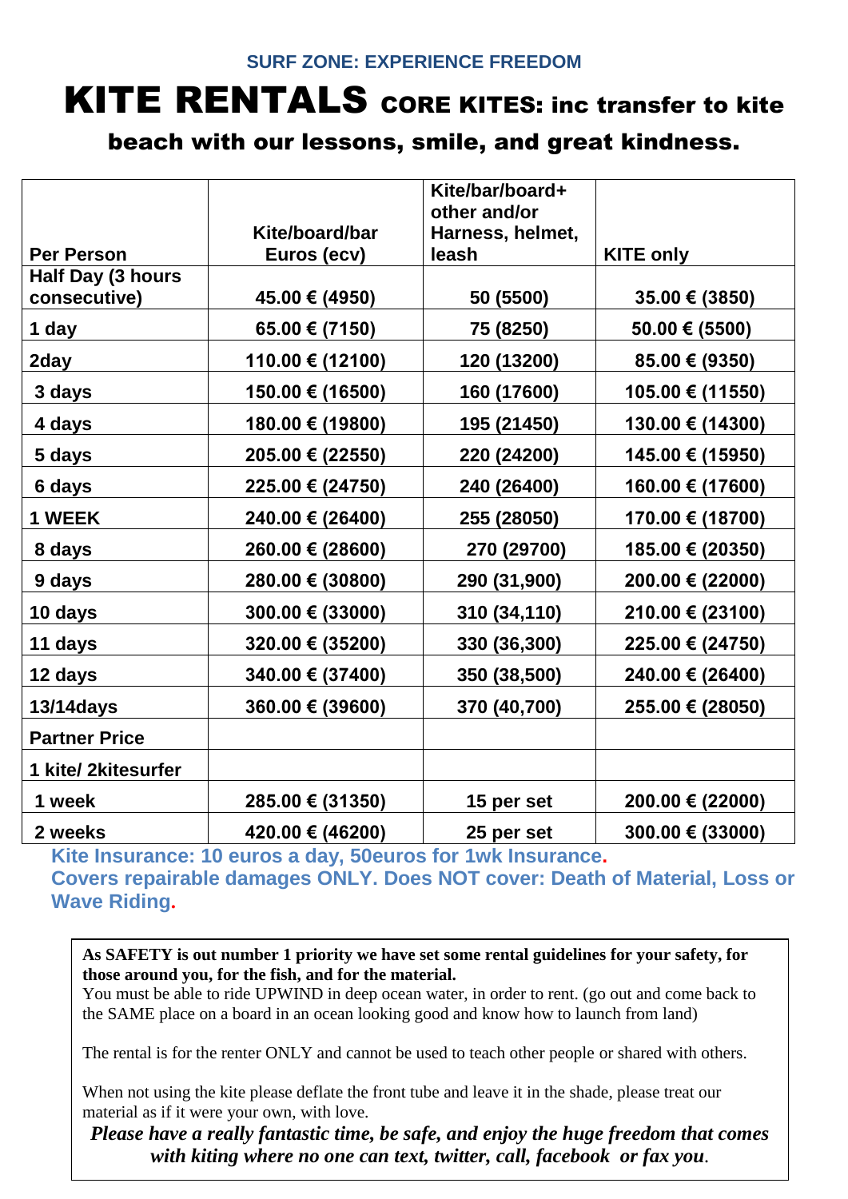SURF ZONE: EXPERIENCE FREEDOM

# KITE RENTALS CORE KITES: inc transfer to kite beach with our lessons, smile, and great kindness.

| Per Person | Kite/board/bar Euros (ecv) | Kite/bar/board+ other and/or Harness, helmet, leash | KITE only |
|---|---|---|---|
| Half Day (3 hours consecutive) | 45.00 € (4950) | 50 (5500) | 35.00 € (3850) |
| 1 day | 65.00 € (7150) | 75 (8250) | 50.00 € (5500) |
| 2day | 110.00 € (12100) | 120 (13200) | 85.00 € (9350) |
| 3 days | 150.00 € (16500) | 160 (17600) | 105.00 € (11550) |
| 4 days | 180.00 € (19800) | 195 (21450) | 130.00 € (14300) |
| 5 days | 205.00 € (22550) | 220 (24200) | 145.00 € (15950) |
| 6 days | 225.00 € (24750) | 240 (26400) | 160.00 € (17600) |
| 1 WEEK | 240.00 € (26400) | 255 (28050) | 170.00 € (18700) |
| 8 days | 260.00 € (28600) | 270 (29700) | 185.00 € (20350) |
| 9 days | 280.00 € (30800) | 290 (31,900) | 200.00 € (22000) |
| 10 days | 300.00 € (33000) | 310 (34,110) | 210.00 € (23100) |
| 11 days | 320.00 € (35200) | 330 (36,300) | 225.00 € (24750) |
| 12 days | 340.00 € (37400) | 350 (38,500) | 240.00 € (26400) |
| 13/14days | 360.00 € (39600) | 370 (40,700) | 255.00 € (28050) |
| Partner Price | | | |
| 1 kite/ 2kitesurfer | | | |
| 1 week | 285.00 € (31350) | 15 per set | 200.00 € (22000) |
| 2 weeks | 420.00 € (46200) | 25 per set | 300.00 € (33000) |

**Kite Insurance: 10 euros a day, 50euros for 1wk Insurance.**
**Covers repairable damages ONLY. Does NOT cover: Death of Material, Loss or Wave Riding.**

**As SAFETY is out number 1 priority we have set some rental guidelines for your safety, for those around you, for the fish, and for the material.**
You must be able to ride UPWIND in deep ocean water, in order to rent. (go out and come back to the SAME place on a board in an ocean looking good and know how to launch from land)

The rental is for the renter ONLY and cannot be used to teach other people or shared with others.

When not using the kite please deflate the front tube and leave it in the shade, please treat our material as if it were your own, with love.

***Please have a really fantastic time, be safe, and enjoy the huge freedom that comes with kiting where no one can text, twitter, call, facebook or fax you.***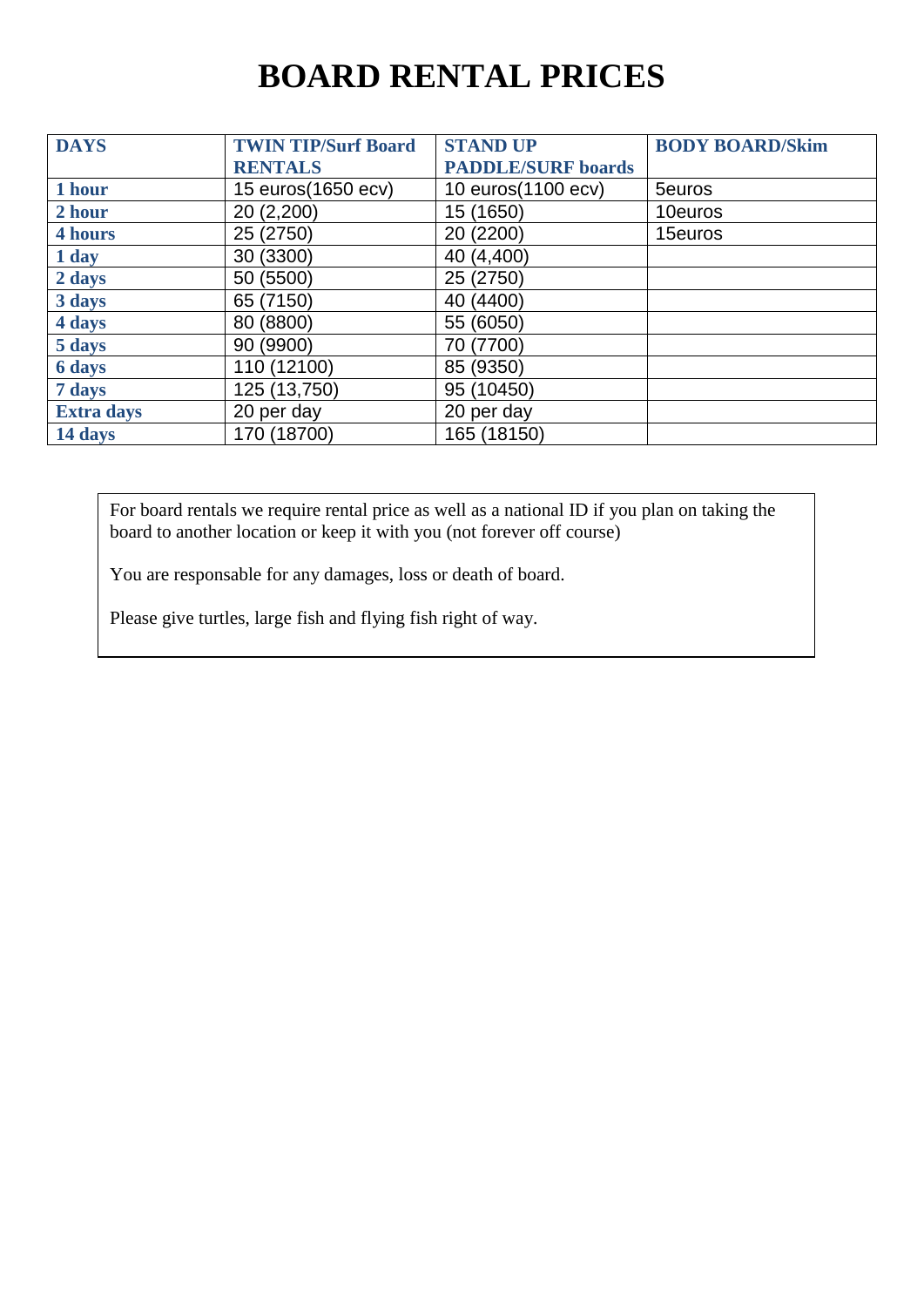# BOARD RENTAL PRICES

| DAYS | TWIN TIP/Surf Board RENTALS | STAND UP PADDLE/SURF boards | BODY BOARD/Skim |
|---|---|---|---|
| 1 hour | 15 euros(1650 ecv) | 10 euros(1100 ecv) | 5euros |
| 2 hour | 20 (2,200) | 15 (1650) | 10euros |
| 4 hours | 25 (2750) | 20 (2200) | 15euros |
| 1 day | 30 (3300) | 40 (4,400) | |
| 2 days | 50 (5500) | 25 (2750) | |
| 3 days | 65 (7150) | 40 (4400) | |
| 4 days | 80 (8800) | 55 (6050) | |
| 5 days | 90 (9900) | 70 (7700) | |
| 6 days | 110 (12100) | 85 (9350) | |
| 7 days | 125 (13,750) | 95 (10450) | |
| Extra days | 20 per day | 20 per day | |
| 14 days | 170 (18700) | 165 (18150) | |

For board rentals we require rental price as well as a national ID if you plan on taking the board to another location or keep it with you (not forever off course)

You are responsable for any damages, loss or death of board.

Please give turtles, large fish and flying fish right of way.